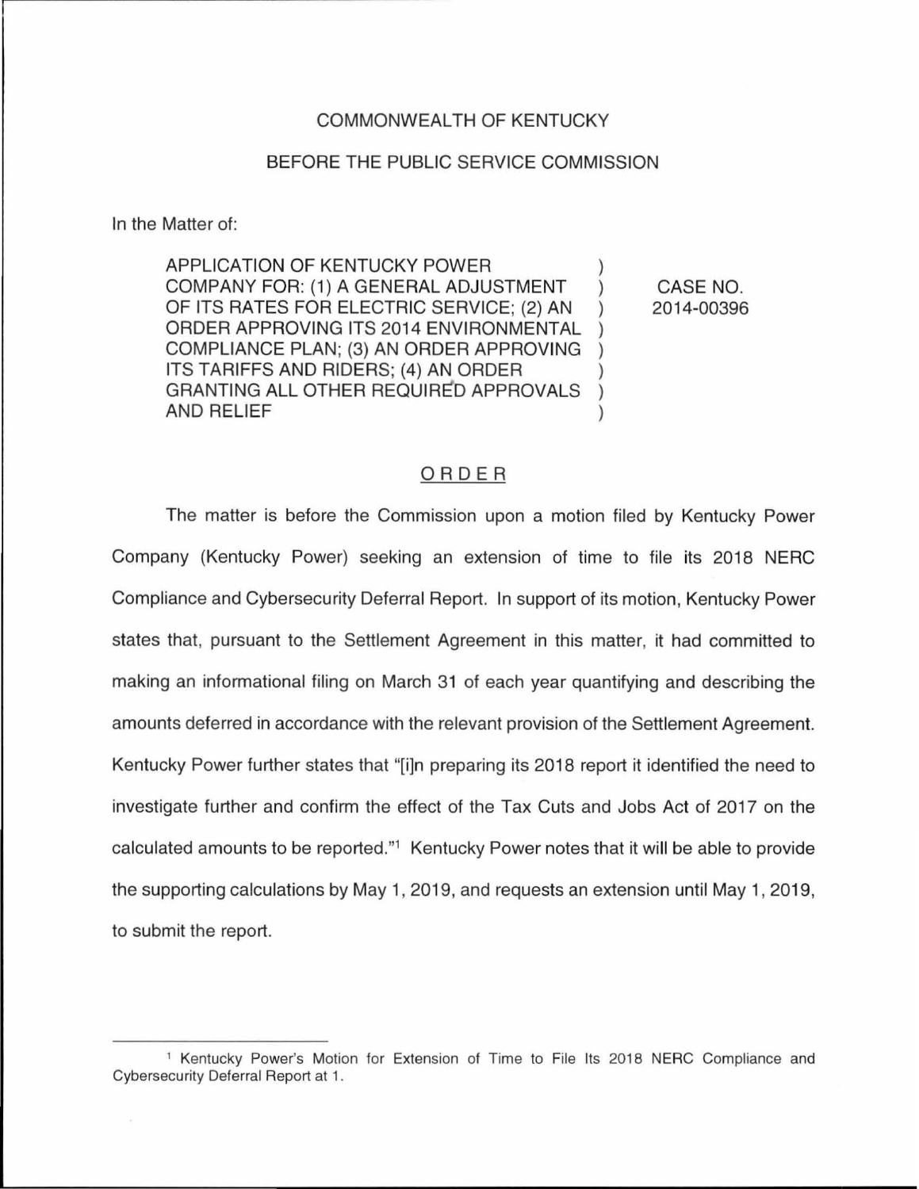COMMONWEALTH OF KENTUCKY

BEFORE THE PUBLIC SERVICE COMMISSION

In the Matter of:

| | | |
|---|---|---|
| APPLICATION OF KENTUCKY POWER COMPANY FOR: (1) A GENERAL ADJUSTMENT OF ITS RATES FOR ELECTRIC SERVICE; (2) AN ORDER APPROVING ITS 2014 ENVIRONMENTAL COMPLIANCE PLAN; (3) AN ORDER APPROVING ITS TARIFFS AND RIDERS; (4) AN ORDER GRANTING ALL OTHER REQUIRED APPROVALS AND RELIEF | ) | CASE NO. 2014-00396 |

## ORDER

The matter is before the Commission upon a motion filed by Kentucky Power Company (Kentucky Power) seeking an extension of time to file its 2018 NERC Compliance and Cybersecurity Deferral Report. In support of its motion, Kentucky Power states that, pursuant to the Settlement Agreement in this matter, it had committed to making an informational filing on March 31 of each year quantifying and describing the amounts deferred in accordance with the relevant provision of the Settlement Agreement. Kentucky Power further states that "[i]n preparing its 2018 report it identified the need to investigate further and confirm the effect of the Tax Cuts and Jobs Act of 2017 on the calculated amounts to be reported."[1] Kentucky Power notes that it will be able to provide the supporting calculations by May 1, 2019, and requests an extension until May 1, 2019, to submit the report.

---

[1] Kentucky Power's Motion for Extension of Time to File Its 2018 NERC Compliance and Cybersecurity Deferral Report at 1.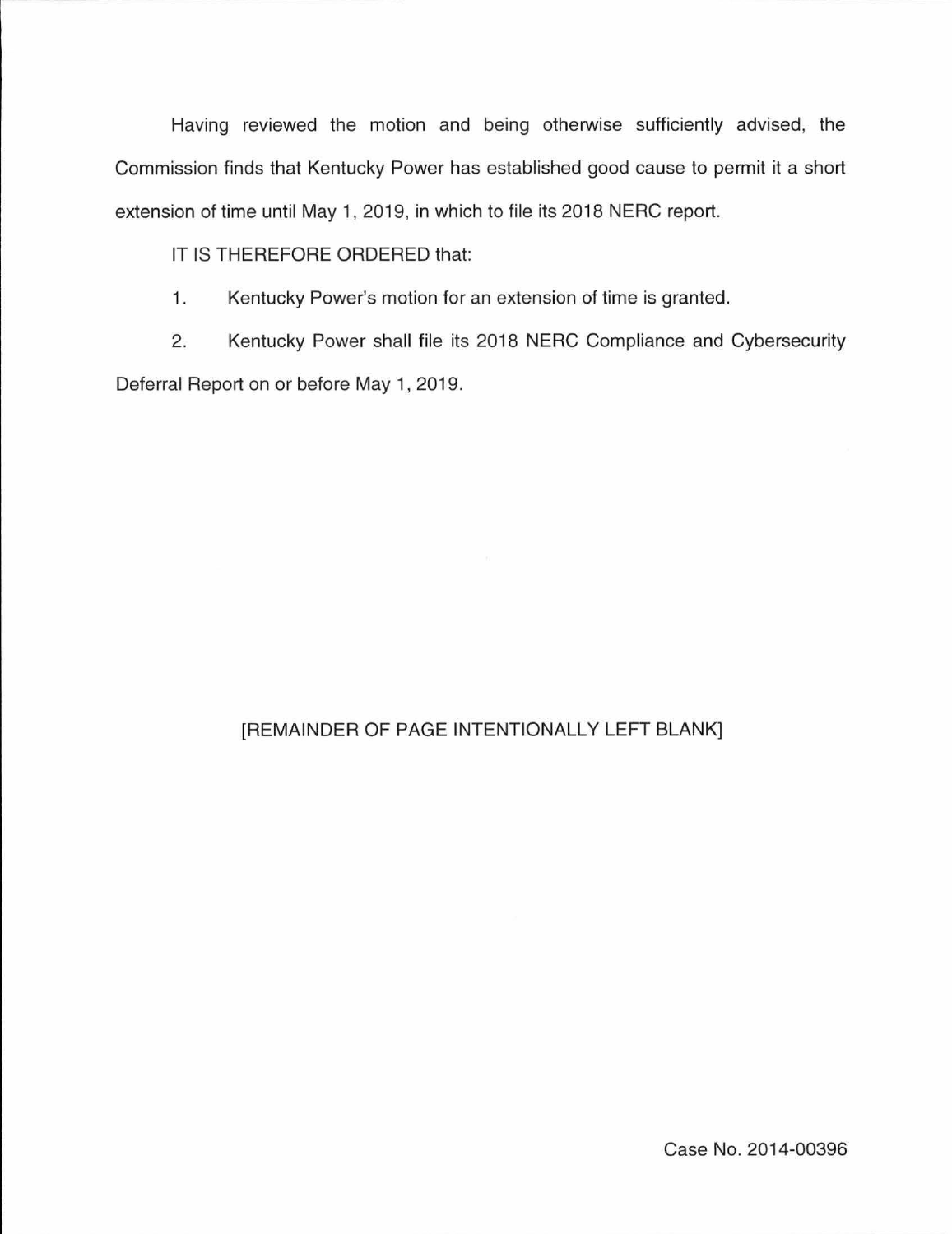Having reviewed the motion and being otherwise sufficiently advised, the Commission finds that Kentucky Power has established good cause to permit it a short extension of time until May 1, 2019, in which to file its 2018 NERC report.

IT IS THEREFORE ORDERED that:

1. Kentucky Power's motion for an extension of time is granted.

2. Kentucky Power shall file its 2018 NERC Compliance and Cybersecurity Deferral Report on or before May 1, 2019.

[REMAINDER OF PAGE INTENTIONALLY LEFT BLANK]

Case No. 2014-00396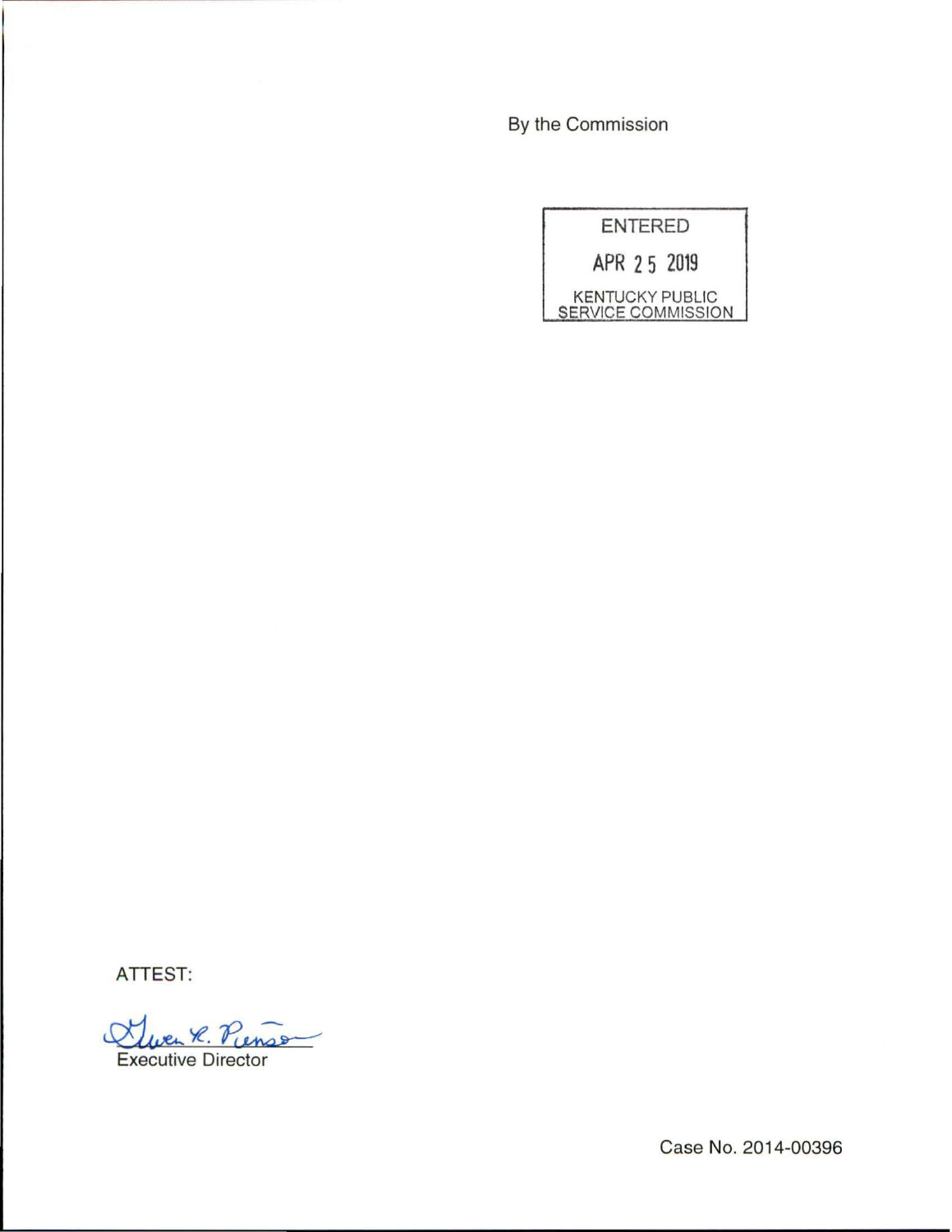By the Commission

ENTERED

APR 25 2019

KENTUCKY PUBLIC SERVICE COMMISSION

ATTEST:

Executive Director

Case No. 2014-00396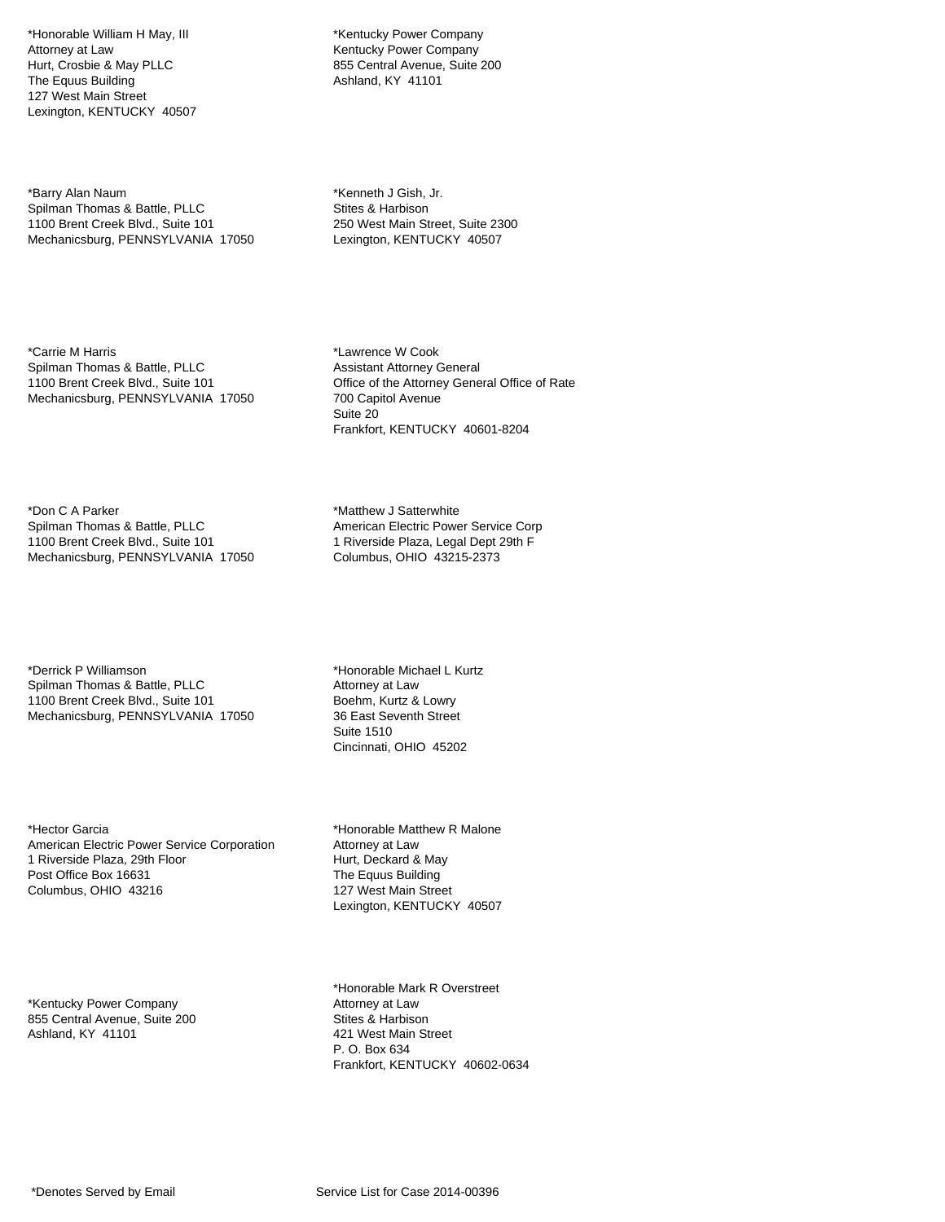*Honorable William H May, III
Attorney at Law
Hurt, Crosbie & May PLLC
The Equus Building
127 West Main Street
Lexington, KENTUCKY 40507

*Kentucky Power Company
Kentucky Power Company
855 Central Avenue, Suite 200
Ashland, KY 41101

*Barry Alan Naum
Spilman Thomas & Battle, PLLC
1100 Brent Creek Blvd., Suite 101
Mechanicsburg, PENNSYLVANIA 17050

*Kenneth J Gish, Jr.
Stites & Harbison
250 West Main Street, Suite 2300
Lexington, KENTUCKY 40507

*Carrie M Harris
Spilman Thomas & Battle, PLLC
1100 Brent Creek Blvd., Suite 101
Mechanicsburg, PENNSYLVANIA 17050

*Lawrence W Cook
Assistant Attorney General
Office of the Attorney General Office of Rate
700 Capitol Avenue
Suite 20
Frankfort, KENTUCKY 40601-8204

*Don C A Parker
Spilman Thomas & Battle, PLLC
1100 Brent Creek Blvd., Suite 101
Mechanicsburg, PENNSYLVANIA 17050

*Matthew J Satterwhite
American Electric Power Service Corp
1 Riverside Plaza, Legal Dept 29th F
Columbus, OHIO 43215-2373

*Derrick P Williamson
Spilman Thomas & Battle, PLLC
1100 Brent Creek Blvd., Suite 101
Mechanicsburg, PENNSYLVANIA 17050

*Honorable Michael L Kurtz
Attorney at Law
Boehm, Kurtz & Lowry
36 East Seventh Street
Suite 1510
Cincinnati, OHIO 45202

*Hector Garcia
American Electric Power Service Corporation
1 Riverside Plaza, 29th Floor
Post Office Box 16631
Columbus, OHIO 43216

*Honorable Matthew R Malone
Attorney at Law
Hurt, Deckard & May
The Equus Building
127 West Main Street
Lexington, KENTUCKY 40507

*Kentucky Power Company
855 Central Avenue, Suite 200
Ashland, KY 41101

*Honorable Mark R Overstreet
Attorney at Law
Stites & Harbison
421 West Main Street
P. O. Box 634
Frankfort, KENTUCKY 40602-0634

*Denotes Served by Email

Service List for Case 2014-00396